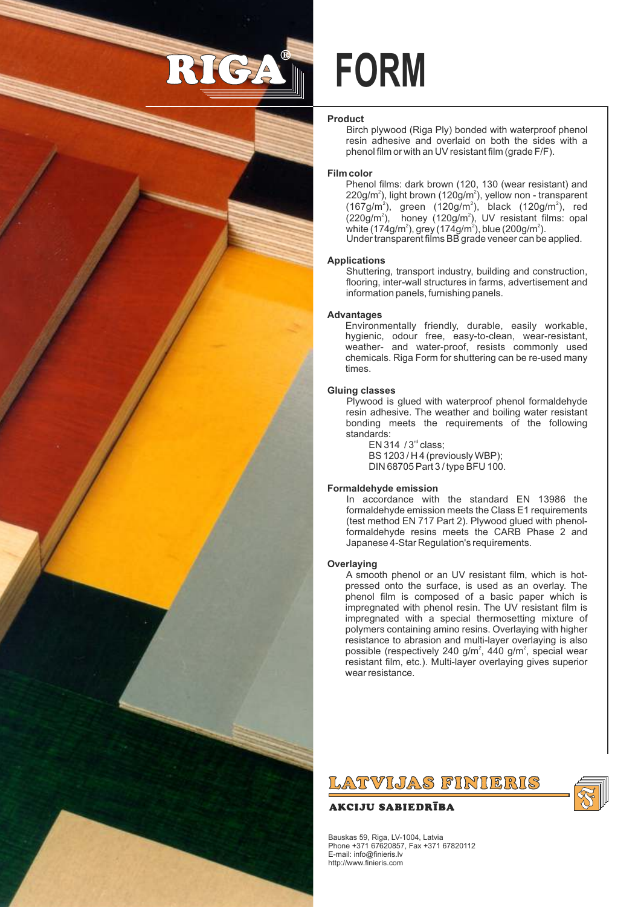# RIGA® FORM

### Product

Birch plywood (Riga Ply) bonded with waterproof phenol resin adhesive and overlaid on both the sides with a phenol film or with an UV resistant film (grade F/F).

### Film color

Phenol films: dark brown (120, 130 (wear resistant) and 220g/m$^2$), light brown (120g/m$^2$), yellow non - transparent (167g/m$^2$), green (120g/m$^2$), black (120g/m$^2$), red (220g/m$^2$), honey (120g/m$^2$), UV resistant films: opal white (174g/m$^2$), grey (174g/m$^2$), blue (200g/m$^2$).
Under transparent films BB grade veneer can be applied.

### Applications

Shuttering, transport industry, building and construction, flooring, inter-wall structures in farms, advertisement and information panels, furnishing panels.

### Advantages

Environmentally friendly, durable, easily workable, hygienic, odour free, easy-to-clean, wear-resistant, weather- and water-proof, resists commonly used chemicals. Riga Form for shuttering can be re-used many times.

### Gluing classes

Plywood is glued with waterproof phenol formaldehyde resin adhesive. The weather and boiling water resistant bonding meets the requirements of the following standards:

EN 314 / 3rd class;
BS 1203 / H 4 (previously WBP);
DIN 68705 Part 3 / type BFU 100.

### Formaldehyde emission

In accordance with the standard EN 13986 the formaldehyde emission meets the Class E1 requirements (test method EN 717 Part 2). Plywood glued with phenol-formaldehyde resins meets the CARB Phase 2 and Japanese 4-Star Regulation's requirements.

### Overlaying

A smooth phenol or an UV resistant film, which is hot-pressed onto the surface, is used as an overlay. The phenol film is composed of a basic paper which is impregnated with phenol resin. The UV resistant film is impregnated with a special thermosetting mixture of polymers containing amino resins. Overlaying with higher resistance to abrasion and multi-layer overlaying is also possible (respectively 240 g/m$^2$, 440 g/m$^2$, special wear resistant film, etc.). Multi-layer overlaying gives superior wear resistance.

**LATVIJAS FINIERIS**
**AKCIJU SABIEDRĪBA**

Bauskas 59, Riga, LV-1004, Latvia
Phone +371 67620857, Fax +371 67820112
E-mail: info@finieris.lv
http://www.finieris.com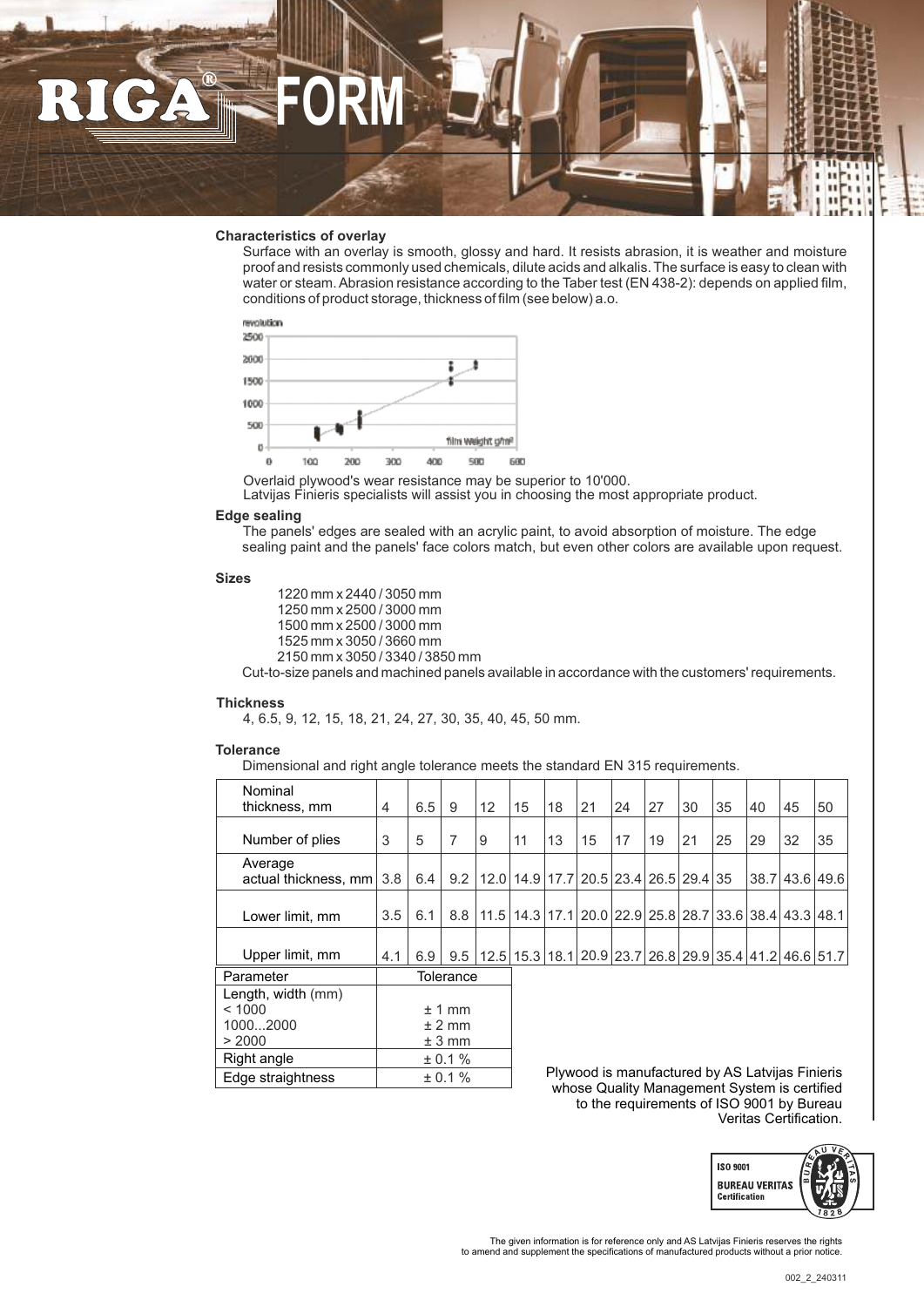# RIGA® FORM

### Characteristics of overlay

Surface with an overlay is smooth, glossy and hard. It resists abrasion, it is weather and moisture proof and resists commonly used chemicals, dilute acids and alkalis. The surface is easy to clean with water or steam. Abrasion resistance according to the Taber test (EN 438-2): depends on applied film, conditions of product storage, thickness of film (see below) a.o.

revolution
2500
2000
1500
1000
500
0
0 100 200 300 400 500 600
film weight g/m²

Overlaid plywood's wear resistance may be superior to 10'000.
Latvijas Finieris specialists will assist you in choosing the most appropriate product.

### Edge sealing

The panels' edges are sealed with an acrylic paint, to avoid absorption of moisture. The edge sealing paint and the panels' face colors match, but even other colors are available upon request.

### Sizes

1220 mm x 2440 / 3050 mm
1250 mm x 2500 / 3000 mm
1500 mm x 2500 / 3000 mm
1525 mm x 3050 / 3660 mm
2150 mm x 3050 / 3340 / 3850 mm

Cut-to-size panels and machined panels available in accordance with the customers' requirements.

### Thickness

4, 6.5, 9, 12, 15, 18, 21, 24, 27, 30, 35, 40, 45, 50 mm.

### Tolerance

Dimensional and right angle tolerance meets the standard EN 315 requirements.

| Nominal thickness, mm | 4 | 6.5 | 9 | 12 | 15 | 18 | 21 | 24 | 27 | 30 | 35 | 40 | 45 | 50 |
|---|---|---|---|---|---|---|---|---|---|---|---|---|---|---|
| Number of plies | 3 | 5 | 7 | 9 | 11 | 13 | 15 | 17 | 19 | 21 | 25 | 29 | 32 | 35 |
| Average actual thickness, mm | 3.8 | 6.4 | 9.2 | 12.0 | 14.9 | 17.7 | 20.5 | 23.4 | 26.5 | 29.4 | 35 | 38.7 | 43.6 | 49.6 |
| Lower limit, mm | 3.5 | 6.1 | 8.8 | 11.5 | 14.3 | 17.1 | 20.0 | 22.9 | 25.8 | 28.7 | 33.6 | 38.4 | 43.3 | 48.1 |
| Upper limit, mm | 4.1 | 6.9 | 9.5 | 12.5 | 15.3 | 18.1 | 20.9 | 23.7 | 26.8 | 29.9 | 35.4 | 41.2 | 46.6 | 51.7 |

| Parameter | Tolerance |
|---|---|
| Length, width (mm)<br>< 1000<br>1000...2000<br>> 2000 | <br>± 1 mm<br>± 2 mm<br>± 3 mm |
| Right angle | ± 0.1 % |
| Edge straightness | ± 0.1 % |

Plywood is manufactured by AS Latvijas Finieris whose Quality Management System is certified to the requirements of ISO 9001 by Bureau Veritas Certification.

ISO 9001
BUREAU VERITAS
Certification

The given information is for reference only and AS Latvijas Finieris reserves the rights to amend and supplement the specifications of manufactured products without a prior notice.

002_2_240311